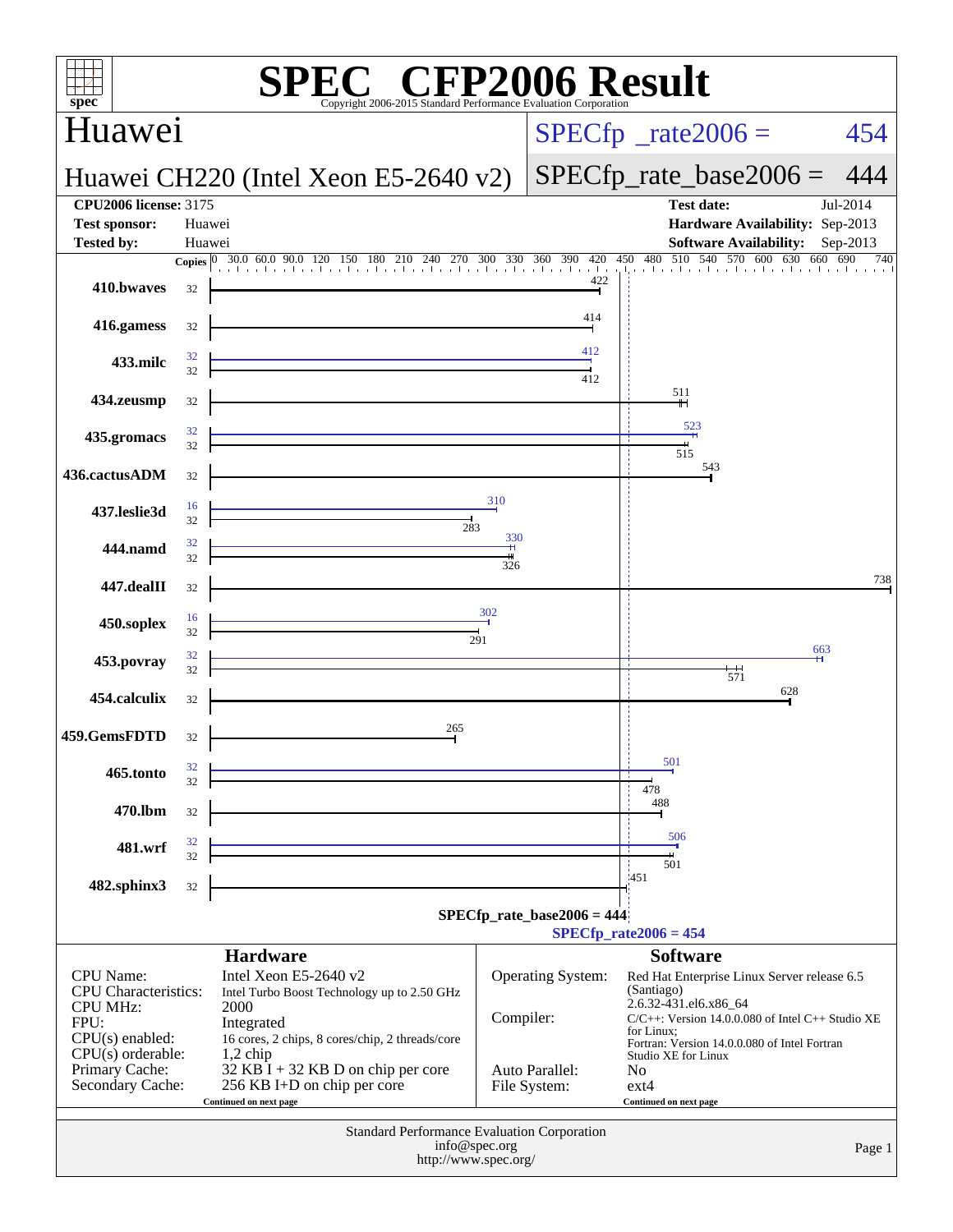# SPEC CFP2006 Result

Copyright 2006-2015 Standard Performance Evaluation Corporation

## Huawei

**Huawei CH220 (Intel Xeon E5-2640 v2)**

SPECfp_rate2006 = 454

SPECfp_rate_base2006 = 444

| | | | |
|---|---|---|---|
| **CPU2006 license:** 3175 | | **Test date:** | Jul-2014 |
| **Test sponsor:** | Huawei | **Hardware Availability:** | Sep-2013 |
| **Tested by:** | Huawei | **Software Availability:** | Sep-2013 |

| Benchmark | Copies (peak) | Peak | Copies (base) | Base |
|---|---|---|---|---|
| 410.bwaves | | | 32 | 422 |
| 416.gamess | | | 32 | 414 |
| 433.milc | 32 | 412 | 32 | 412 |
| 434.zeusmp | | | 32 | 511 |
| 435.gromacs | 32 | 523 | 32 | 515 |
| 436.cactusADM | | | 32 | 543 |
| 437.leslie3d | 16 | 310 | 32 | 283 |
| 444.namd | 32 | 330 | 32 | 326 |
| 447.dealII | | | 32 | 738 |
| 450.soplex | 16 | 302 | 32 | 291 |
| 453.povray | 32 | 663 | 32 | 571 |
| 454.calculix | | | 32 | 628 |
| 459.GemsFDTD | | | 32 | 265 |
| 465.tonto | 32 | 501 | 32 | 478 |
| 470.lbm | | | 32 | 488 |
| 481.wrf | 32 | 506 | 32 | 501 |
| 482.sphinx3 | | | 32 | 451 |

SPECfp_rate_base2006 = 444

SPECfp_rate2006 = 454

### Hardware

| | |
|---|---|
| CPU Name: | Intel Xeon E5-2640 v2 |
| CPU Characteristics: | Intel Turbo Boost Technology up to 2.50 GHz |
| CPU MHz: | 2000 |
| FPU: | Integrated |
| CPU(s) enabled: | 16 cores, 2 chips, 8 cores/chip, 2 threads/core |
| CPU(s) orderable: | 1,2 chip |
| Primary Cache: | 32 KB I + 32 KB D on chip per core |
| Secondary Cache: | 256 KB I+D on chip per core |

Continued on next page

### Software

| | |
|---|---|
| Operating System: | Red Hat Enterprise Linux Server release 6.5 (Santiago) 2.6.32-431.el6.x86_64 |
| Compiler: | C/C++: Version 14.0.0.080 of Intel C++ Studio XE for Linux; Fortran: Version 14.0.0.080 of Intel Fortran Studio XE for Linux |
| Auto Parallel: | No |
| File System: | ext4 |

Continued on next page

Standard Performance Evaluation Corporation
info@spec.org
http://www.spec.org/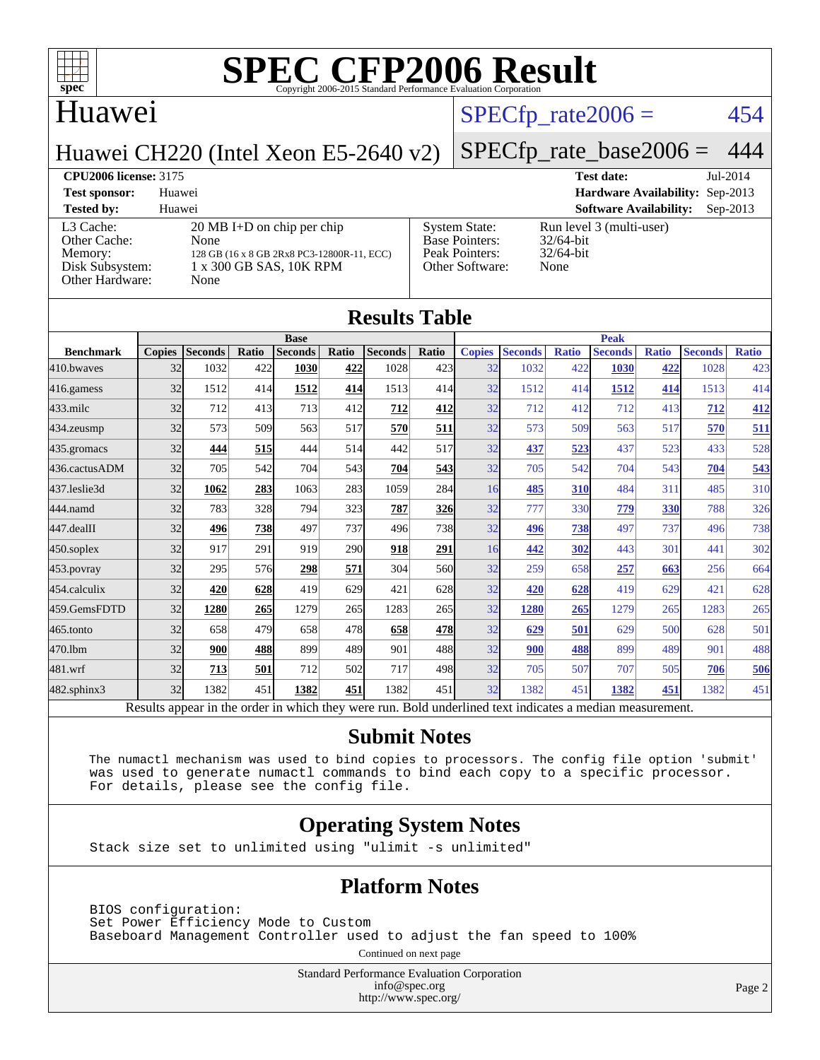# SPEC CFP2006 Result

Copyright 2006-2015 Standard Performance Evaluation Corporation

## Huawei

## Huawei CH220 (Intel Xeon E5-2640 v2)

SPECfp_rate2006 = 454

SPECfp_rate_base2006 = 444

| | | | |
|---|---|---|---|
| **CPU2006 license:** 3175 | | **Test date:** | Jul-2014 |
| **Test sponsor:** | Huawei | **Hardware Availability:** | Sep-2013 |
| **Tested by:** | Huawei | **Software Availability:** | Sep-2013 |

| | | | |
|---|---|---|---|
| L3 Cache: | 20 MB I+D on chip per chip | System State: | Run level 3 (multi-user) |
| Other Cache: | None | Base Pointers: | 32/64-bit |
| Memory: | 128 GB (16 x 8 GB 2Rx8 PC3-12800R-11, ECC) | Peak Pointers: | 32/64-bit |
| Disk Subsystem: | 1 x 300 GB SAS, 10K RPM | Other Software: | None |
| Other Hardware: | None | | |

## Results Table

| Benchmark | Base | | | | | | | Peak | | | | | | |
|---|---|---|---|---|---|---|---|---|---|---|---|---|---|---|
| | Copies | Seconds | Ratio | Seconds | Ratio | Seconds | Ratio | Copies | Seconds | Ratio | Seconds | Ratio | Seconds | Ratio |
| 410.bwaves | 32 | 1032 | 422 | **1030** | **422** | 1028 | 423 | 32 | 1032 | 422 | **1030** | **422** | 1028 | 423 |
| 416.gamess | 32 | 1512 | 414 | **1512** | **414** | 1513 | 414 | 32 | 1512 | 414 | **1512** | **414** | 1513 | 414 |
| 433.milc | 32 | 712 | 413 | 713 | 412 | **712** | **412** | 32 | 712 | 412 | 712 | 413 | **712** | **412** |
| 434.zeusmp | 32 | 573 | 509 | 563 | 517 | **570** | **511** | 32 | 573 | 509 | 563 | 517 | **570** | **511** |
| 435.gromacs | 32 | **444** | **515** | 444 | 514 | 442 | 517 | 32 | **437** | **523** | 437 | 523 | 433 | 528 |
| 436.cactusADM | 32 | 705 | 542 | 704 | 543 | **704** | **543** | 32 | 705 | 542 | 704 | 543 | **704** | **543** |
| 437.leslie3d | 32 | **1062** | **283** | 1063 | 283 | 1059 | 284 | 16 | **485** | **310** | 484 | 311 | 485 | 310 |
| 444.namd | 32 | 783 | 328 | 794 | 323 | **787** | **326** | 32 | 777 | 330 | **779** | **330** | 788 | 326 |
| 447.dealII | 32 | **496** | **738** | 497 | 737 | 496 | 738 | 32 | **496** | **738** | 497 | 737 | 496 | 738 |
| 450.soplex | 32 | 917 | 291 | 919 | 290 | **918** | **291** | 16 | **442** | **302** | 443 | 301 | 441 | 302 |
| 453.povray | 32 | 295 | 576 | **298** | **571** | 304 | 560 | 32 | 259 | 658 | **257** | **663** | 256 | 664 |
| 454.calculix | 32 | **420** | **628** | 419 | 629 | 421 | 628 | 32 | **420** | **628** | 419 | 629 | 421 | 628 |
| 459.GemsFDTD | 32 | **1280** | **265** | 1279 | 265 | 1283 | 265 | 32 | **1280** | **265** | 1279 | 265 | 1283 | 265 |
| 465.tonto | 32 | 658 | 479 | 658 | 478 | **658** | **478** | 32 | **629** | **501** | 629 | 500 | 628 | 501 |
| 470.lbm | 32 | **900** | **488** | 899 | 489 | 901 | 488 | 32 | **900** | **488** | 899 | 489 | 901 | 488 |
| 481.wrf | 32 | **713** | **501** | 712 | 502 | 717 | 498 | 32 | 705 | 507 | 707 | 505 | **706** | **506** |
| 482.sphinx3 | 32 | 1382 | 451 | **1382** | **451** | 1382 | 451 | 32 | 1382 | 451 | **1382** | **451** | 1382 | 451 |

Results appear in the order in which they were run. Bold underlined text indicates a median measurement.

## Submit Notes

The numactl mechanism was used to bind copies to processors. The config file option 'submit' was used to generate numactl commands to bind each copy to a specific processor. For details, please see the config file.

## Operating System Notes

Stack size set to unlimited using "ulimit -s unlimited"

## Platform Notes

BIOS configuration:
Set Power Efficiency Mode to Custom
Baseboard Management Controller used to adjust the fan speed to 100%

Continued on next page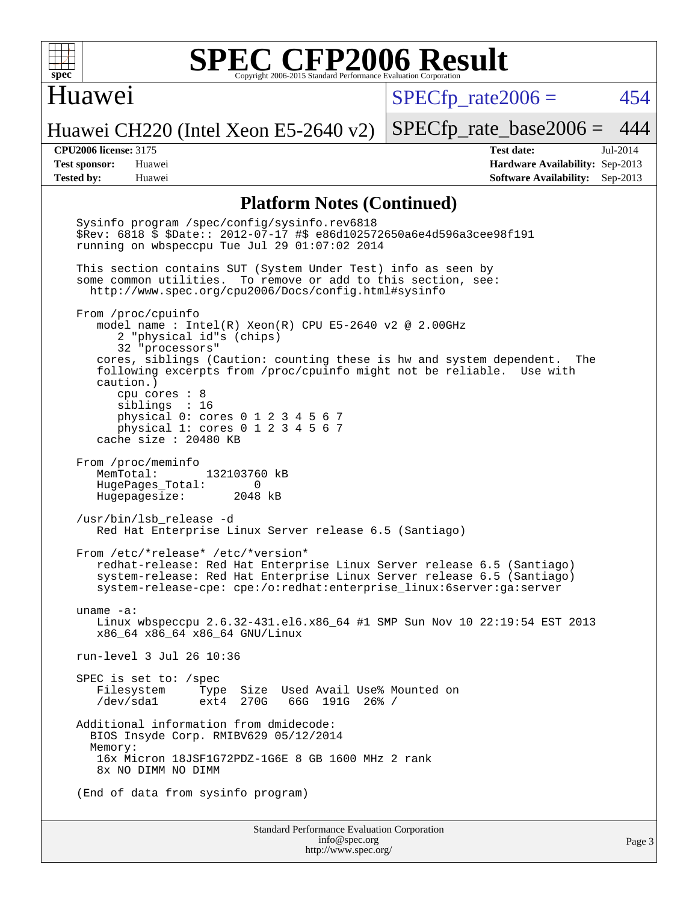## Platform Notes (Continued)

```
Sysinfo program /spec/config/sysinfo.rev6818
$Rev: 6818 $ $Date:: 2012-07-17 #$ e86d102572650a6e4d596a3cee98f191
running on wbspeccpu Tue Jul 29 01:07:02 2014

This section contains SUT (System Under Test) info as seen by
some common utilities.  To remove or add to this section, see:
  http://www.spec.org/cpu2006/Docs/config.html#sysinfo

From /proc/cpuinfo
   model name : Intel(R) Xeon(R) CPU E5-2640 v2 @ 2.00GHz
      2 "physical id"s (chips)
      32 "processors"
   cores, siblings (Caution: counting these is hw and system dependent.  The
   following excerpts from /proc/cpuinfo might not be reliable.  Use with
   caution.)
      cpu cores : 8
      siblings  : 16
      physical 0: cores 0 1 2 3 4 5 6 7
      physical 1: cores 0 1 2 3 4 5 6 7
   cache size : 20480 KB

From /proc/meminfo
   MemTotal:       132103760 kB
   HugePages_Total:       0
   Hugepagesize:       2048 kB

/usr/bin/lsb_release -d
   Red Hat Enterprise Linux Server release 6.5 (Santiago)

From /etc/*release* /etc/*version*
   redhat-release: Red Hat Enterprise Linux Server release 6.5 (Santiago)
   system-release: Red Hat Enterprise Linux Server release 6.5 (Santiago)
   system-release-cpe: cpe:/o:redhat:enterprise_linux:6server:ga:server

uname -a:
   Linux wbspeccpu 2.6.32-431.el6.x86_64 #1 SMP Sun Nov 10 22:19:54 EST 2013
   x86_64 x86_64 x86_64 GNU/Linux

run-level 3 Jul 26 10:36

SPEC is set to: /spec
   Filesystem     Type  Size  Used Avail Use% Mounted on
   /dev/sda1      ext4  270G   66G  191G  26% /

Additional information from dmidecode:
  BIOS Insyde Corp. RMIBV629 05/12/2014
  Memory:
   16x Micron 18JSF1G72PDZ-1G6E 8 GB 1600 MHz 2 rank
   8x NO DIMM NO DIMM

(End of data from sysinfo program)
```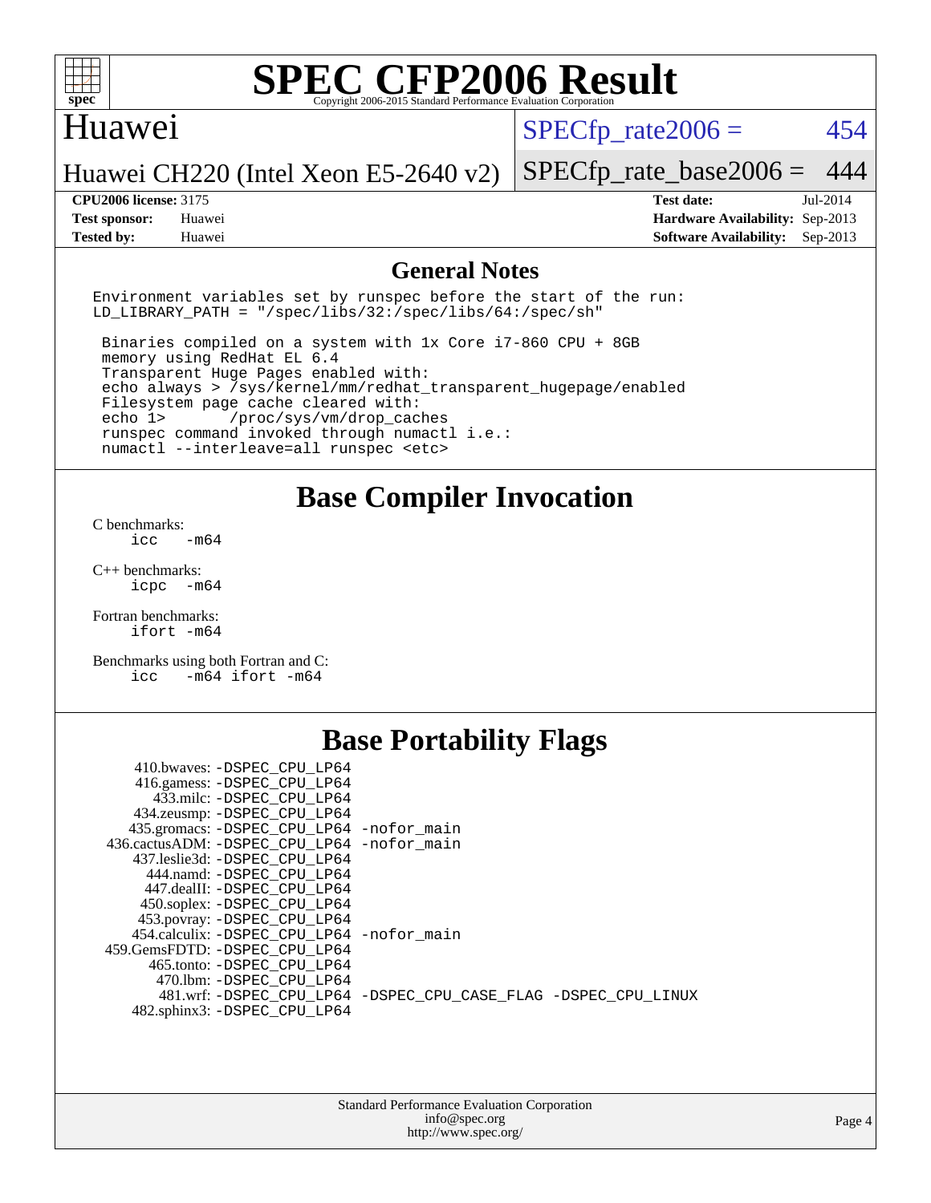# SPEC CFP2006 Result

Copyright 2006-2015 Standard Performance Evaluation Corporation

**Huawei**

**Huawei CH220 (Intel Xeon E5-2640 v2)**

SPECfp_rate2006 = 454

SPECfp_rate_base2006 = 444

| | | | |
|---|---|---|---|
| **CPU2006 license:** 3175 | | **Test date:** | Jul-2014 |
| **Test sponsor:** | Huawei | **Hardware Availability:** | Sep-2013 |
| **Tested by:** | Huawei | **Software Availability:** | Sep-2013 |

## General Notes

```
Environment variables set by runspec before the start of the run:
LD_LIBRARY_PATH = "/spec/libs/32:/spec/libs/64:/spec/sh"

 Binaries compiled on a system with 1x Core i7-860 CPU + 8GB
 memory using RedHat EL 6.4
 Transparent Huge Pages enabled with:
 echo always > /sys/kernel/mm/redhat_transparent_hugepage/enabled
 Filesystem page cache cleared with:
 echo 1>       /proc/sys/vm/drop_caches
 runspec command invoked through numactl i.e.:
 numactl --interleave=all runspec <etc>
```

## Base Compiler Invocation

C benchmarks:
```
icc   -m64
```

C++ benchmarks:
```
icpc  -m64
```

Fortran benchmarks:
```
ifort -m64
```

Benchmarks using both Fortran and C:
```
icc   -m64 ifort -m64
```

## Base Portability Flags

| Benchmark | Flags |
|---|---|
| 410.bwaves: | -DSPEC_CPU_LP64 |
| 416.gamess: | -DSPEC_CPU_LP64 |
| 433.milc: | -DSPEC_CPU_LP64 |
| 434.zeusmp: | -DSPEC_CPU_LP64 |
| 435.gromacs: | -DSPEC_CPU_LP64 -nofor_main |
| 436.cactusADM: | -DSPEC_CPU_LP64 -nofor_main |
| 437.leslie3d: | -DSPEC_CPU_LP64 |
| 444.namd: | -DSPEC_CPU_LP64 |
| 447.dealII: | -DSPEC_CPU_LP64 |
| 450.soplex: | -DSPEC_CPU_LP64 |
| 453.povray: | -DSPEC_CPU_LP64 |
| 454.calculix: | -DSPEC_CPU_LP64 -nofor_main |
| 459.GemsFDTD: | -DSPEC_CPU_LP64 |
| 465.tonto: | -DSPEC_CPU_LP64 |
| 470.lbm: | -DSPEC_CPU_LP64 |
| 481.wrf: | -DSPEC_CPU_LP64 -DSPEC_CPU_CASE_FLAG -DSPEC_CPU_LINUX |
| 482.sphinx3: | -DSPEC_CPU_LP64 |

Standard Performance Evaluation Corporation
info@spec.org
http://www.spec.org/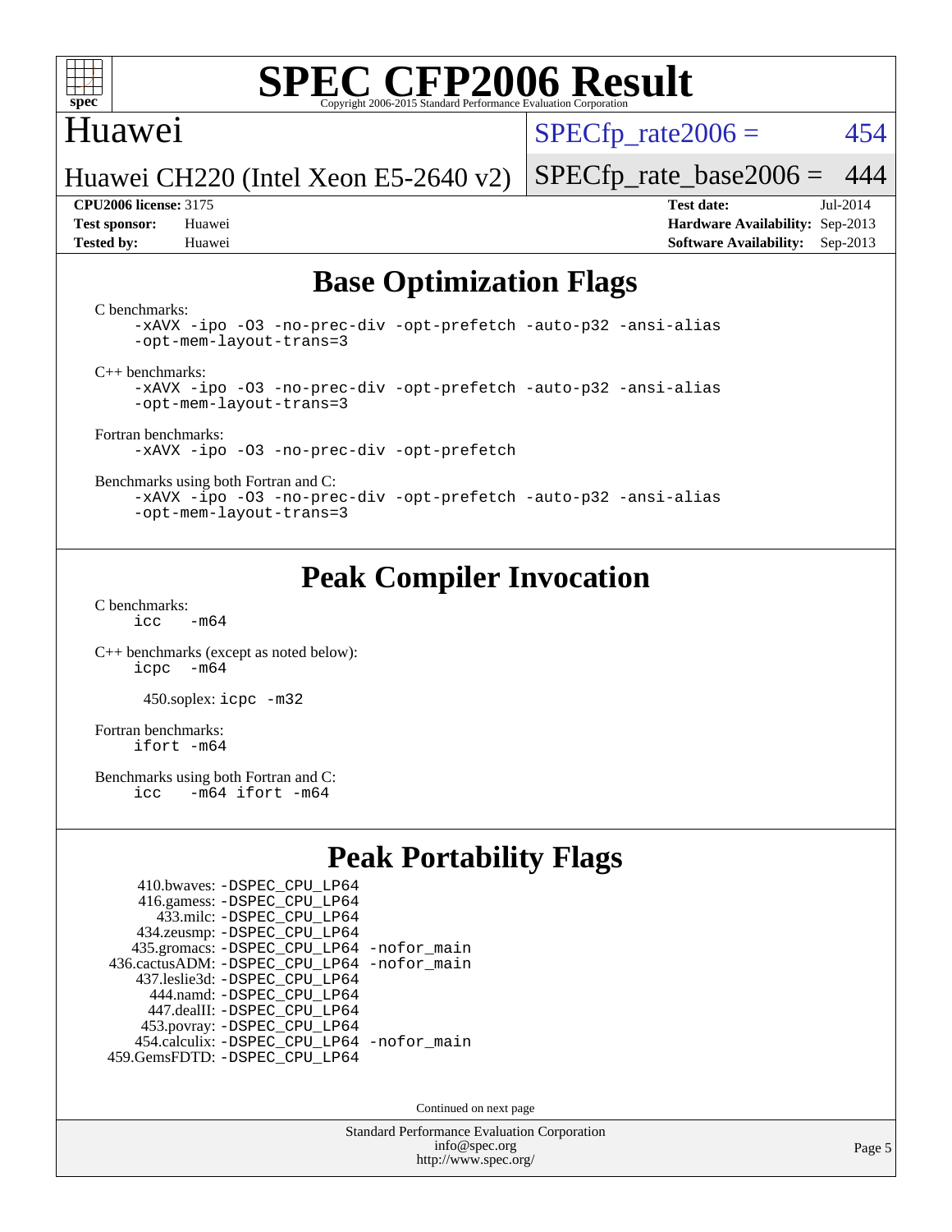# SPEC CFP2006 Result

Copyright 2006-2015 Standard Performance Evaluation Corporation

## Huawei

Huawei CH220 (Intel Xeon E5-2640 v2)

SPECfp_rate2006 = 454

SPECfp_rate_base2006 = 444

| | | | |
|---|---|---|---|
| **CPU2006 license:** | 3175 | **Test date:** | Jul-2014 |
| **Test sponsor:** | Huawei | **Hardware Availability:** | Sep-2013 |
| **Tested by:** | Huawei | **Software Availability:** | Sep-2013 |

## Base Optimization Flags

C benchmarks:

```
-xAVX -ipo -O3 -no-prec-div -opt-prefetch -auto-p32 -ansi-alias
-opt-mem-layout-trans=3
```

C++ benchmarks:

```
-xAVX -ipo -O3 -no-prec-div -opt-prefetch -auto-p32 -ansi-alias
-opt-mem-layout-trans=3
```

Fortran benchmarks:

```
-xAVX -ipo -O3 -no-prec-div -opt-prefetch
```

Benchmarks using both Fortran and C:

```
-xAVX -ipo -O3 -no-prec-div -opt-prefetch -auto-p32 -ansi-alias
-opt-mem-layout-trans=3
```

## Peak Compiler Invocation

C benchmarks:

```
icc   -m64
```

C++ benchmarks (except as noted below):

```
icpc  -m64
```

450.soplex: `icpc -m32`

Fortran benchmarks:

```
ifort -m64
```

Benchmarks using both Fortran and C:

```
icc   -m64 ifort -m64
```

## Peak Portability Flags

410.bwaves: `-DSPEC_CPU_LP64`
416.gamess: `-DSPEC_CPU_LP64`
433.milc: `-DSPEC_CPU_LP64`
434.zeusmp: `-DSPEC_CPU_LP64`
435.gromacs: `-DSPEC_CPU_LP64 -nofor_main`
436.cactusADM: `-DSPEC_CPU_LP64 -nofor_main`
437.leslie3d: `-DSPEC_CPU_LP64`
444.namd: `-DSPEC_CPU_LP64`
447.dealII: `-DSPEC_CPU_LP64`
453.povray: `-DSPEC_CPU_LP64`
454.calculix: `-DSPEC_CPU_LP64 -nofor_main`
459.GemsFDTD: `-DSPEC_CPU_LP64`

Continued on next page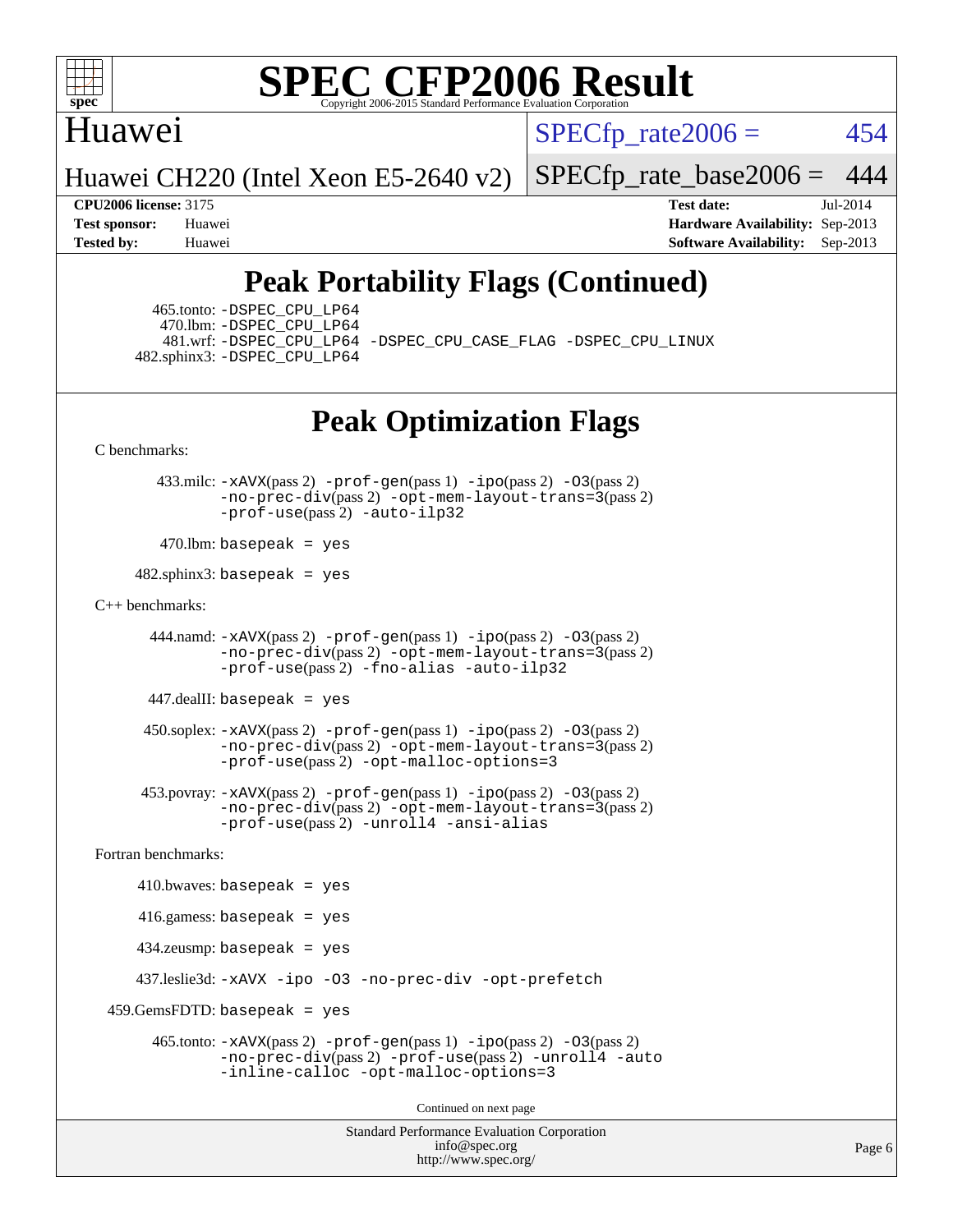# Peak Portability Flags (Continued)

465.tonto: -DSPEC_CPU_LP64
470.lbm: -DSPEC_CPU_LP64
481.wrf: -DSPEC_CPU_LP64 -DSPEC_CPU_CASE_FLAG -DSPEC_CPU_LINUX
482.sphinx3: -DSPEC_CPU_LP64

# Peak Optimization Flags

C benchmarks:

433.milc: -xAVX(pass 2) -prof-gen(pass 1) -ipo(pass 2) -O3(pass 2) -no-prec-div(pass 2) -opt-mem-layout-trans=3(pass 2) -prof-use(pass 2) -auto-ilp32

470.lbm: basepeak = yes

482.sphinx3: basepeak = yes

C++ benchmarks:

444.namd: -xAVX(pass 2) -prof-gen(pass 1) -ipo(pass 2) -O3(pass 2) -no-prec-div(pass 2) -opt-mem-layout-trans=3(pass 2) -prof-use(pass 2) -fno-alias -auto-ilp32

447.dealII: basepeak = yes

450.soplex: -xAVX(pass 2) -prof-gen(pass 1) -ipo(pass 2) -O3(pass 2) -no-prec-div(pass 2) -opt-mem-layout-trans=3(pass 2) -prof-use(pass 2) -opt-malloc-options=3

453.povray: -xAVX(pass 2) -prof-gen(pass 1) -ipo(pass 2) -O3(pass 2) -no-prec-div(pass 2) -opt-mem-layout-trans=3(pass 2) -prof-use(pass 2) -unroll4 -ansi-alias

Fortran benchmarks:

410.bwaves: basepeak = yes

416.gamess: basepeak = yes

434.zeusmp: basepeak = yes

437.leslie3d: -xAVX -ipo -O3 -no-prec-div -opt-prefetch

459.GemsFDTD: basepeak = yes

465.tonto: -xAVX(pass 2) -prof-gen(pass 1) -ipo(pass 2) -O3(pass 2) -no-prec-div(pass 2) -prof-use(pass 2) -unroll4 -auto -inline-calloc -opt-malloc-options=3

Continued on next page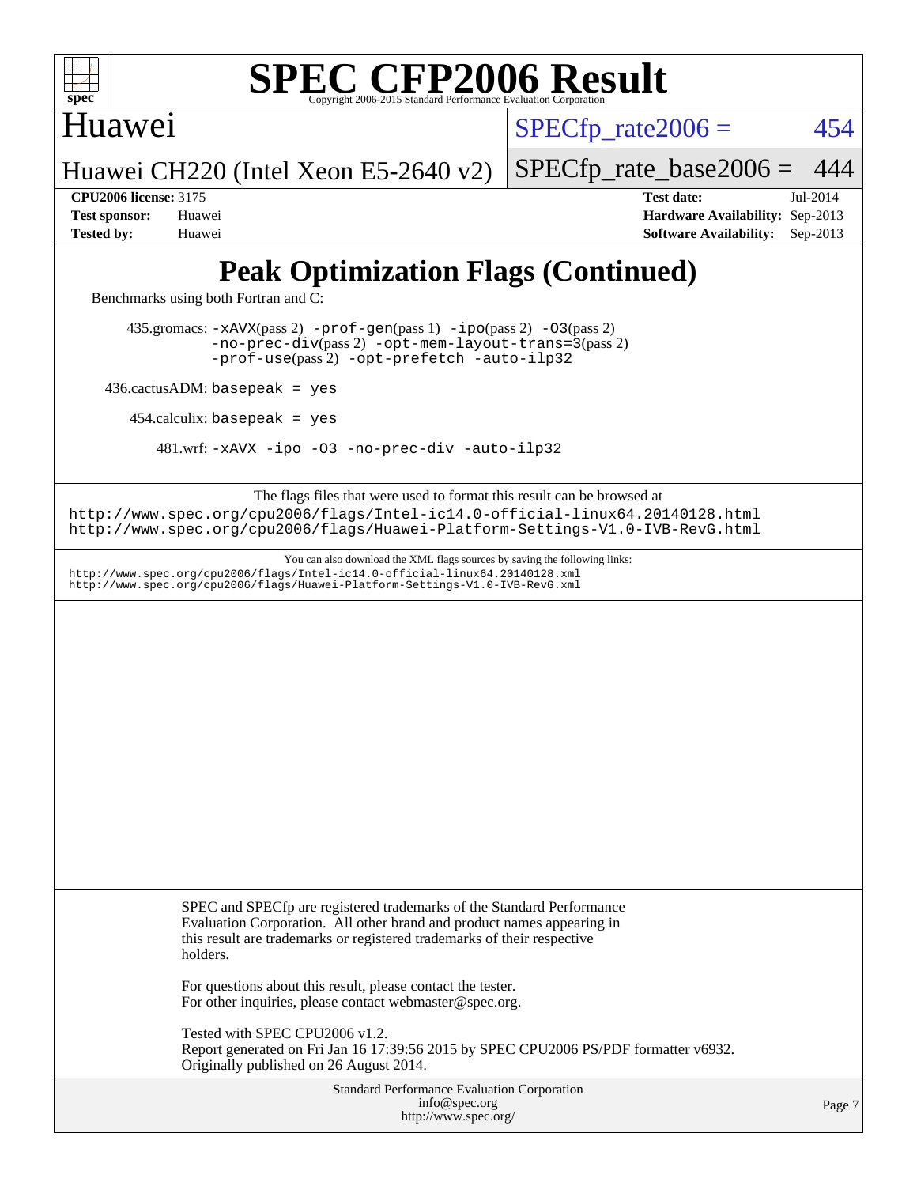# Peak Optimization Flags (Continued)

Benchmarks using both Fortran and C:

435.gromacs: -xAVX(pass 2) -prof-gen(pass 1) -ipo(pass 2) -O3(pass 2) -no-prec-div(pass 2) -opt-mem-layout-trans=3(pass 2) -prof-use(pass 2) -opt-prefetch -auto-ilp32

436.cactusADM: basepeak = yes

454.calculix: basepeak = yes

481.wrf: -xAVX -ipo -O3 -no-prec-div -auto-ilp32

The flags files that were used to format this result can be browsed at
http://www.spec.org/cpu2006/flags/Intel-ic14.0-official-linux64.20140128.html
http://www.spec.org/cpu2006/flags/Huawei-Platform-Settings-V1.0-IVB-RevG.html

You can also download the XML flags sources by saving the following links:
http://www.spec.org/cpu2006/flags/Intel-ic14.0-official-linux64.20140128.xml
http://www.spec.org/cpu2006/flags/Huawei-Platform-Settings-V1.0-IVB-RevG.xml

SPEC and SPECfp are registered trademarks of the Standard Performance Evaluation Corporation. All other brand and product names appearing in this result are trademarks or registered trademarks of their respective holders.

For questions about this result, please contact the tester.
For other inquiries, please contact webmaster@spec.org.

Tested with SPEC CPU2006 v1.2.
Report generated on Fri Jan 16 17:39:56 2015 by SPEC CPU2006 PS/PDF formatter v6932.
Originally published on 26 August 2014.